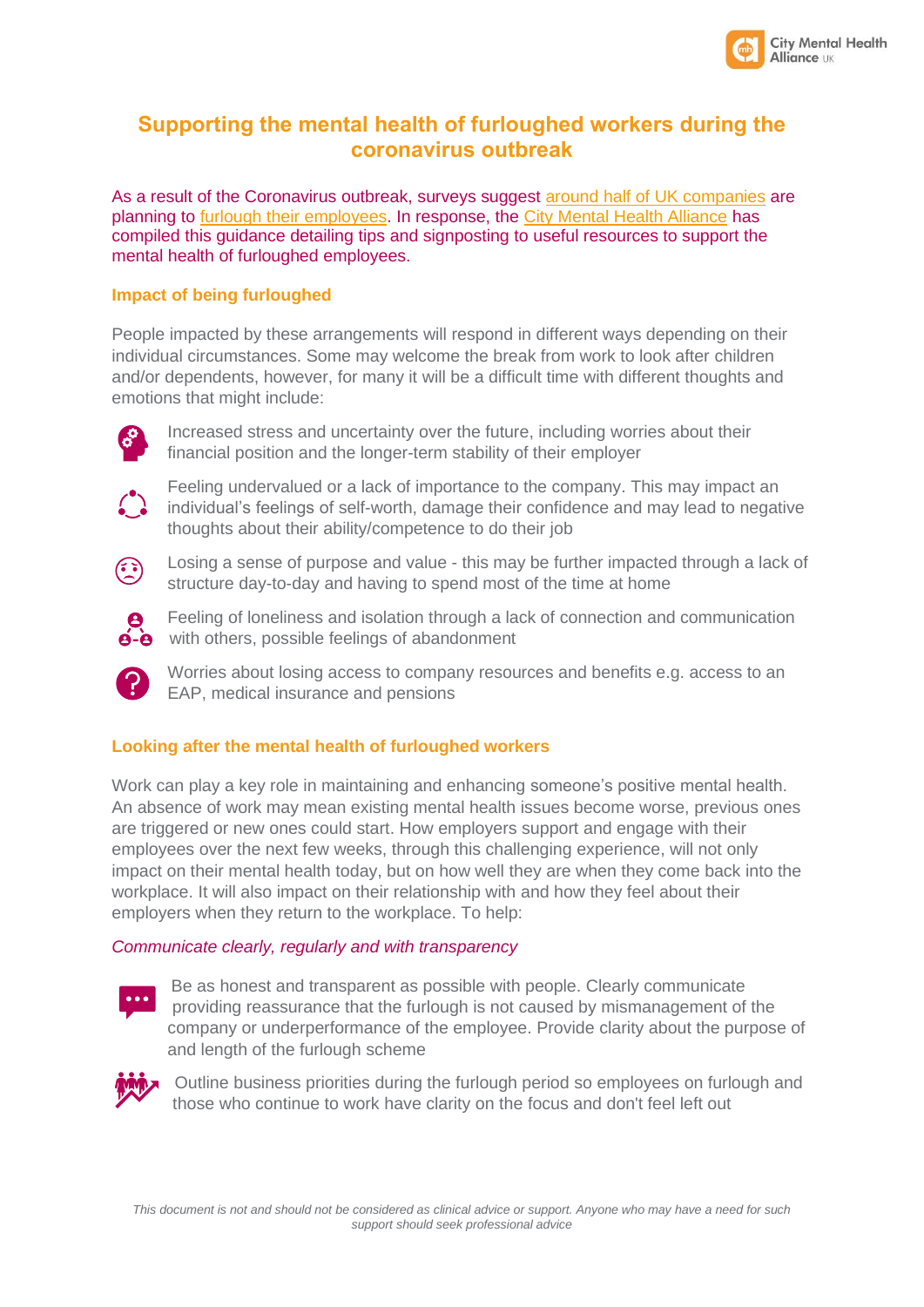# Supporting the mental health of furloughed workers during the coronavirus outbreak

As a result of the Coronavirus outbreak, surveys suggest around half of UK companies are planning to furlough their employees. In response, the City Mental Health Alliance has compiled this guidance detailing tips and signposting to useful resources to support the mental health of furloughed employees.

## Impact of being furloughed

People impacted by these arrangements will respond in different ways depending on their individual circumstances. Some may welcome the break from work to look after children and/or dependents, however, for many it will be a difficult time with different thoughts and emotions that might include:

- Increased stress and uncertainty over the future, including worries about their financial position and the longer-term stability of their employer
- Feeling undervalued or a lack of importance to the company. This may impact an individual's feelings of self-worth, damage their confidence and may lead to negative thoughts about their ability/competence to do their job
- Losing a sense of purpose and value - this may be further impacted through a lack of structure day-to-day and having to spend most of the time at home
- Feeling of loneliness and isolation through a lack of connection and communication with others, possible feelings of abandonment
- Worries about losing access to company resources and benefits e.g. access to an EAP, medical insurance and pensions

## Looking after the mental health of furloughed workers

Work can play a key role in maintaining and enhancing someone's positive mental health. An absence of work may mean existing mental health issues become worse, previous ones are triggered or new ones could start. How employers support and engage with their employees over the next few weeks, through this challenging experience, will not only impact on their mental health today, but on how well they are when they come back into the workplace. It will also impact on their relationship with and how they feel about their employers when they return to the workplace. To help:

*Communicate clearly, regularly and with transparency*

- Be as honest and transparent as possible with people. Clearly communicate providing reassurance that the furlough is not caused by mismanagement of the company or underperformance of the employee. Provide clarity about the purpose of and length of the furlough scheme
- Outline business priorities during the furlough period so employees on furlough and those who continue to work have clarity on the focus and don't feel left out

*This document is not and should not be considered as clinical advice or support. Anyone who may have a need for such support should seek professional advice*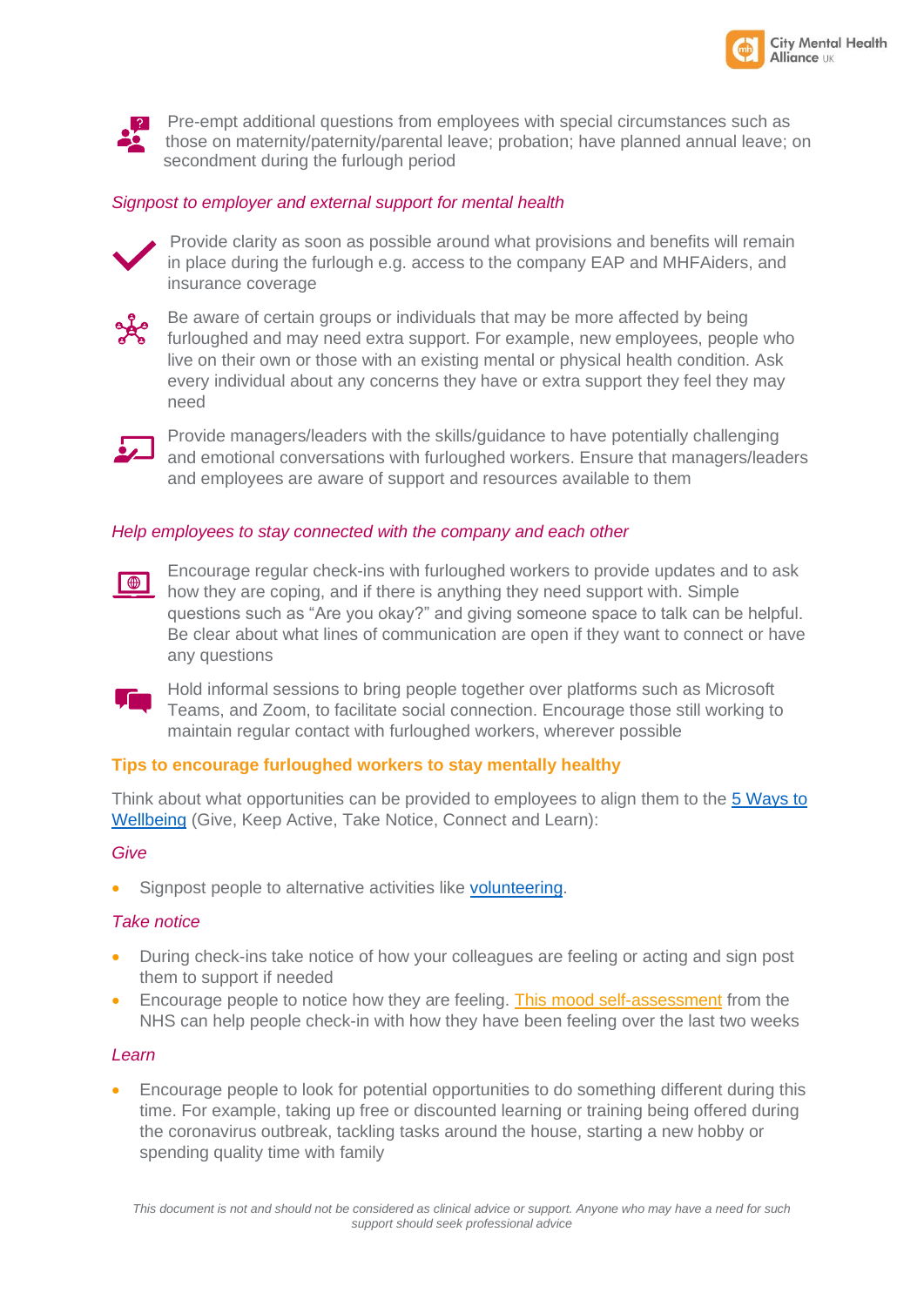Pre-empt additional questions from employees with special circumstances such as those on maternity/paternity/parental leave; probation; have planned annual leave; on secondment during the furlough period

*Signpost to employer and external support for mental health*

Provide clarity as soon as possible around what provisions and benefits will remain in place during the furlough e.g. access to the company EAP and MHFAiders, and insurance coverage

Be aware of certain groups or individuals that may be more affected by being furloughed and may need extra support. For example, new employees, people who live on their own or those with an existing mental or physical health condition. Ask every individual about any concerns they have or extra support they feel they may need

Provide managers/leaders with the skills/guidance to have potentially challenging and emotional conversations with furloughed workers. Ensure that managers/leaders and employees are aware of support and resources available to them

*Help employees to stay connected with the company and each other*

Encourage regular check-ins with furloughed workers to provide updates and to ask how they are coping, and if there is anything they need support with. Simple questions such as "Are you okay?" and giving someone space to talk can be helpful. Be clear about what lines of communication are open if they want to connect or have any questions

Hold informal sessions to bring people together over platforms such as Microsoft Teams, and Zoom, to facilitate social connection. Encourage those still working to maintain regular contact with furloughed workers, wherever possible

## Tips to encourage furloughed workers to stay mentally healthy

Think about what opportunities can be provided to employees to align them to the 5 Ways to Wellbeing (Give, Keep Active, Take Notice, Connect and Learn):

*Give*

- Signpost people to alternative activities like volunteering.

*Take notice*

- During check-ins take notice of how your colleagues are feeling or acting and sign post them to support if needed
- Encourage people to notice how they are feeling. This mood self-assessment from the NHS can help people check-in with how they have been feeling over the last two weeks

*Learn*

- Encourage people to look for potential opportunities to do something different during this time. For example, taking up free or discounted learning or training being offered during the coronavirus outbreak, tackling tasks around the house, starting a new hobby or spending quality time with family

*This document is not and should not be considered as clinical advice or support. Anyone who may have a need for such support should seek professional advice*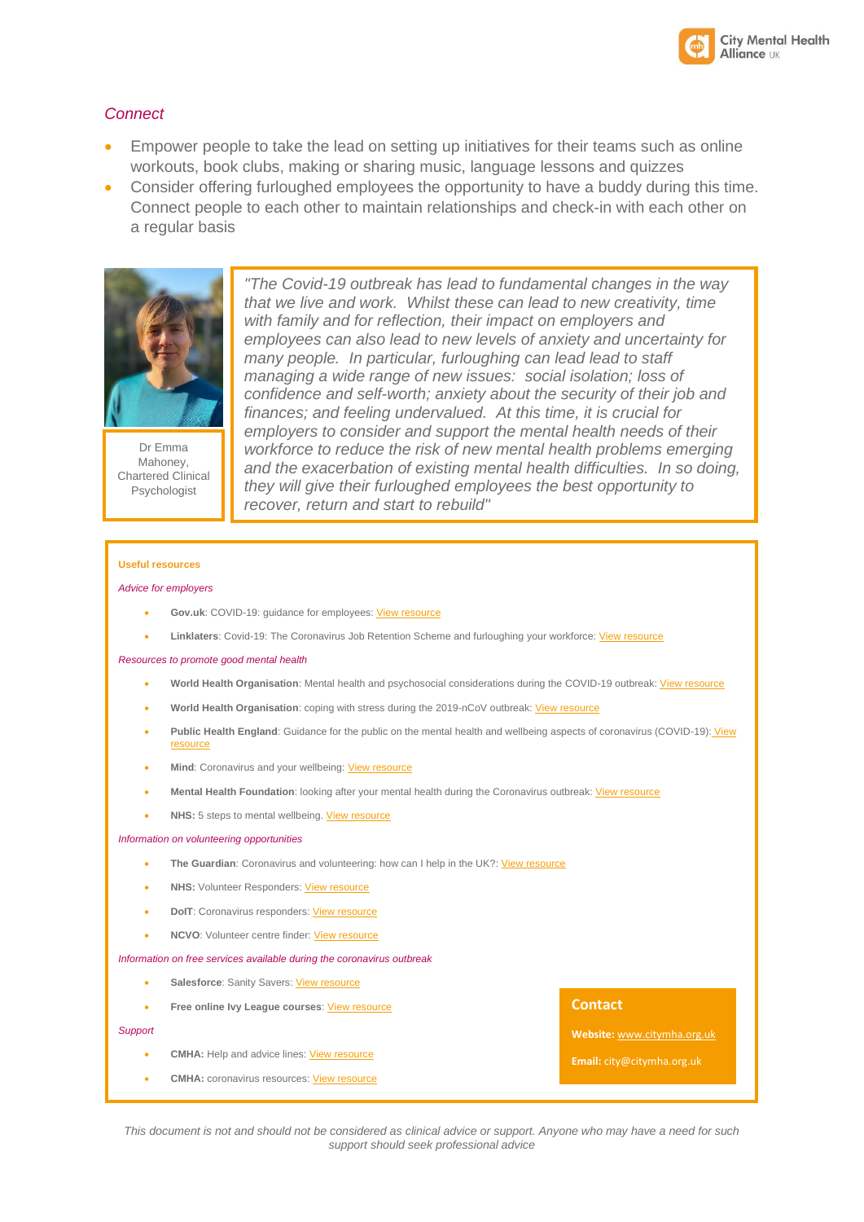*Connect*

- Empower people to take the lead on setting up initiatives for their teams such as online workouts, book clubs, making or sharing music, language lessons and quizzes
- Consider offering furloughed employees the opportunity to have a buddy during this time. Connect people to each other to maintain relationships and check-in with each other on a regular basis

Dr Emma Mahoney, Chartered Clinical Psychologist

*"The Covid-19 outbreak has lead to fundamental changes in the way that we live and work. Whilst these can lead to new creativity, time with family and for reflection, their impact on employers and employees can also lead to new levels of anxiety and uncertainty for many people. In particular, furloughing can lead lead to staff managing a wide range of new issues: social isolation; loss of confidence and self-worth; anxiety about the security of their job and finances; and feeling undervalued. At this time, it is crucial for employers to consider and support the mental health needs of their workforce to reduce the risk of new mental health problems emerging and the exacerbation of existing mental health difficulties. In so doing, they will give their furloughed employees the best opportunity to recover, return and start to rebuild"*

**Useful resources**

*Advice for employers*

- **Gov.uk**: COVID-19: guidance for employees: View resource
- **Linklaters**: Covid-19: The Coronavirus Job Retention Scheme and furloughing your workforce: View resource

*Resources to promote good mental health*

- **World Health Organisation**: Mental health and psychosocial considerations during the COVID-19 outbreak: View resource
- **World Health Organisation**: coping with stress during the 2019-nCoV outbreak: View resource
- **Public Health England**: Guidance for the public on the mental health and wellbeing aspects of coronavirus (COVID-19): View resource
- **Mind**: Coronavirus and your wellbeing: View resource
- **Mental Health Foundation**: looking after your mental health during the Coronavirus outbreak: View resource
- **NHS:** 5 steps to mental wellbeing. View resource

*Information on volunteering opportunities*

- **The Guardian**: Coronavirus and volunteering: how can I help in the UK?: View resource
- **NHS:** Volunteer Responders: View resource
- **DoIT**: Coronavirus responders: View resource
- **NCVO**: Volunteer centre finder: View resource

*Information on free services available during the coronavirus outbreak*

- **Salesforce**: Sanity Savers: View resource
- **Free online Ivy League courses**: View resource

*Support*

- **CMHA:** Help and advice lines: View resource
- **CMHA:** coronavirus resources: View resource

**Contact**

**Website:** www.citymha.org.uk

**Email:** city@citymha.org.uk

*This document is not and should not be considered as clinical advice or support. Anyone who may have a need for such support should seek professional advice*